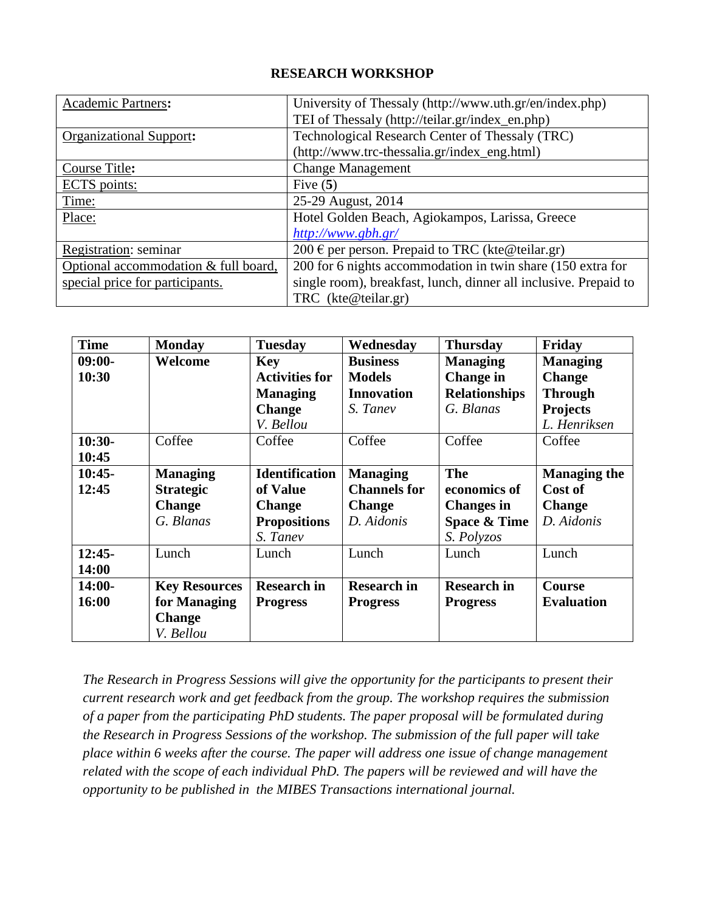# RESEARCH WORKSHOP

| | |
|---|---|
| Academic Partners: | University of Thessaly (http://www.uth.gr/en/index.php)<br>TEI of Thessaly (http://teilar.gr/index_en.php) |
| Organizational Support: | Technological Research Center of Thessaly (TRC)<br>(http://www.trc-thessalia.gr/index_eng.html) |
| Course Title: | Change Management |
| ECTS points: | Five (**5**) |
| Time: | 25-29 August, 2014 |
| Place: | Hotel Golden Beach, Agiokampos, Larissa, Greece<br>*http://www.gbh.gr/* |
| Registration: seminar | 200 € per person. Prepaid to TRC (kte@teilar.gr) |
| Optional accommodation & full board, special price for participants. | 200 for 6 nights accommodation in twin share (150 extra for single room), breakfast, lunch, dinner all inclusive. Prepaid to TRC (kte@teilar.gr) |

| **Time** | **Monday** | **Tuesday** | **Wednesday** | **Thursday** | **Friday** |
|---|---|---|---|---|---|
| **09:00-10:30** | **Welcome** | **Key Activities for Managing Change**<br>*V. Bellou* | **Business Models Innovation**<br>*S. Tanev* | **Managing Change in Relationships**<br>*G. Blanas* | **Managing Change Through Projects**<br>*L. Henriksen* |
| **10:30-10:45** | Coffee | Coffee | Coffee | Coffee | Coffee |
| **10:45-12:45** | **Managing Strategic Change**<br>*G. Blanas* | **Identification of Value Change Propositions**<br>*S. Tanev* | **Managing Channels for Change**<br>*D. Aidonis* | **The economics of Changes in Space & Time**<br>*S. Polyzos* | **Managing the Cost of Change**<br>*D. Aidonis* |
| **12:45-14:00** | Lunch | Lunch | Lunch | Lunch | Lunch |
| **14:00-16:00** | **Key Resources for Managing Change**<br>*V. Bellou* | **Research in Progress** | **Research in Progress** | **Research in Progress** | **Course Evaluation** |

*The Research in Progress Sessions will give the opportunity for the participants to present their current research work and get feedback from the group. The workshop requires the submission of a paper from the participating PhD students. The paper proposal will be formulated during the Research in Progress Sessions of the workshop. The submission of the full paper will take place within 6 weeks after the course. The paper will address one issue of change management related with the scope of each individual PhD. The papers will be reviewed and will have the opportunity to be published in the MIBES Transactions international journal.*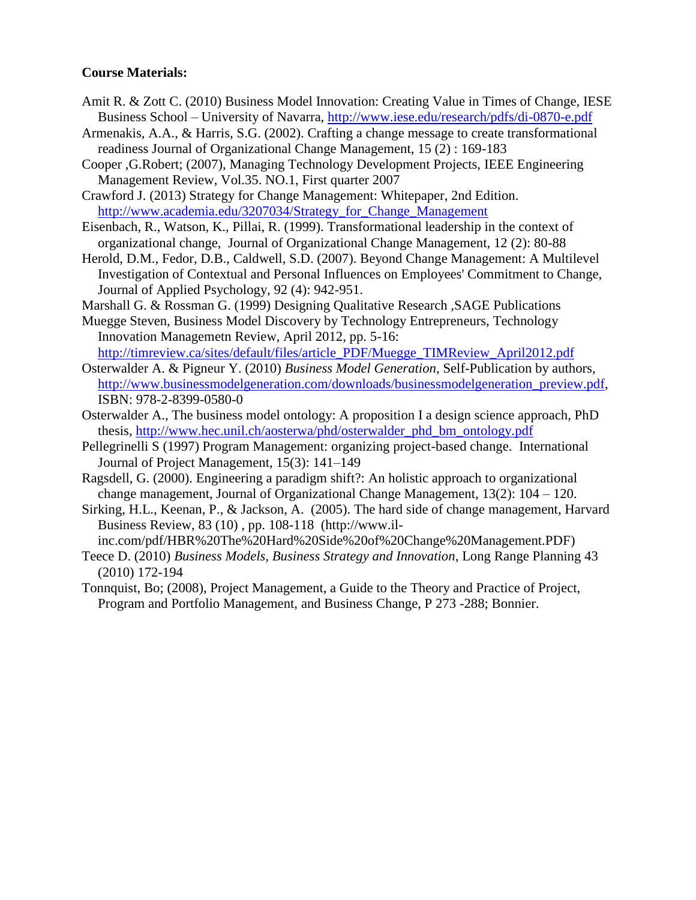**Course Materials:**

Amit R. & Zott C. (2010) Business Model Innovation: Creating Value in Times of Change, IESE Business School – University of Navarra, http://www.iese.edu/research/pdfs/di-0870-e.pdf

Armenakis, A.A., & Harris, S.G. (2002). Crafting a change message to create transformational readiness Journal of Organizational Change Management, 15 (2) : 169-183

Cooper ,G.Robert; (2007), Managing Technology Development Projects, IEEE Engineering Management Review, Vol.35. NO.1, First quarter 2007

Crawford J. (2013) Strategy for Change Management: Whitepaper, 2nd Edition. http://www.academia.edu/3207034/Strategy_for_Change_Management

Eisenbach, R., Watson, K., Pillai, R. (1999). Transformational leadership in the context of organizational change, Journal of Organizational Change Management, 12 (2): 80-88

Herold, D.M., Fedor, D.B., Caldwell, S.D. (2007). Beyond Change Management: A Multilevel Investigation of Contextual and Personal Influences on Employees' Commitment to Change, Journal of Applied Psychology, 92 (4): 942-951.

Marshall G. & Rossman G. (1999) Designing Qualitative Research ,SAGE Publications

Muegge Steven, Business Model Discovery by Technology Entrepreneurs, Technology Innovation Managemetn Review, April 2012, pp. 5-16: http://timreview.ca/sites/default/files/article_PDF/Muegge_TIMReview_April2012.pdf

Osterwalder A. & Pigneur Y. (2010) *Business Model Generation*, Self-Publication by authors, http://www.businessmodelgeneration.com/downloads/businessmodelgeneration_preview.pdf, ISBN: 978-2-8399-0580-0

Osterwalder A., The business model ontology: A proposition I a design science approach, PhD thesis, http://www.hec.unil.ch/aosterwa/phd/osterwalder_phd_bm_ontology.pdf

Pellegrinelli S (1997) Program Management: organizing project-based change. International Journal of Project Management, 15(3): 141–149

Ragsdell, G. (2000). Engineering a paradigm shift?: An holistic approach to organizational change management, Journal of Organizational Change Management, 13(2): 104 – 120.

Sirking, H.L., Keenan, P., & Jackson, A. (2005). The hard side of change management, Harvard Business Review, 83 (10) , pp. 108-118 (http://www.il-inc.com/pdf/HBR%20The%20Hard%20Side%20of%20Change%20Management.PDF)

Teece D. (2010) *Business Models, Business Strategy and Innovation*, Long Range Planning 43 (2010) 172-194

Tonnquist, Bo; (2008), Project Management, a Guide to the Theory and Practice of Project, Program and Portfolio Management, and Business Change, P 273 -288; Bonnier.